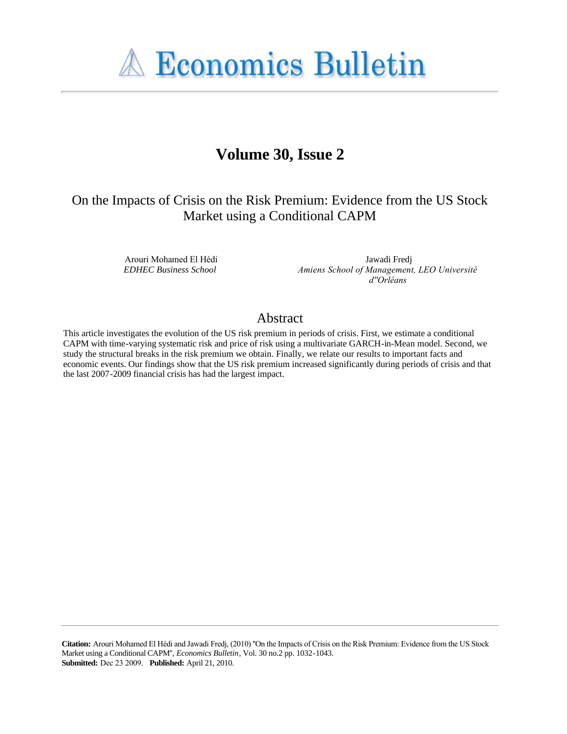# Economics Bulletin

## Volume 30, Issue 2

# On the Impacts of Crisis on the Risk Premium: Evidence from the US Stock Market using a Conditional CAPM

Arouri Mohamed El Hédi
*EDHEC Business School*

Jawadi Fredj
*Amiens School of Management, LEO Université d''Orléans*

## Abstract

This article investigates the evolution of the US risk premium in periods of crisis. First, we estimate a conditional CAPM with time-varying systematic risk and price of risk using a multivariate GARCH-in-Mean model. Second, we study the structural breaks in the risk premium we obtain. Finally, we relate our results to important facts and economic events. Our findings show that the US risk premium increased significantly during periods of crisis and that the last 2007-2009 financial crisis has had the largest impact.

**Citation:** Arouri Mohamed El Hédi and Jawadi Fredj, (2010) ''On the Impacts of Crisis on the Risk Premium: Evidence from the US Stock Market using a Conditional CAPM'', *Economics Bulletin*, Vol. 30 no.2 pp. 1032-1043.
**Submitted:** Dec 23 2009. **Published:** April 21, 2010.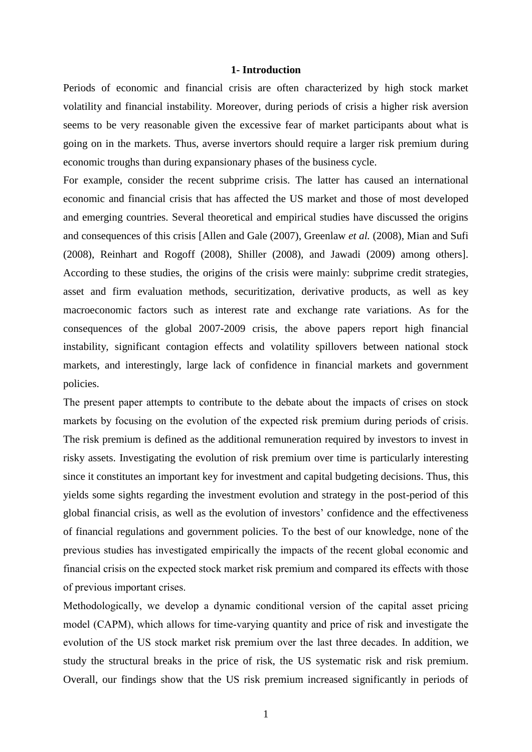## 1- Introduction

Periods of economic and financial crisis are often characterized by high stock market volatility and financial instability. Moreover, during periods of crisis a higher risk aversion seems to be very reasonable given the excessive fear of market participants about what is going on in the markets. Thus, averse invertors should require a larger risk premium during economic troughs than during expansionary phases of the business cycle.

For example, consider the recent subprime crisis. The latter has caused an international economic and financial crisis that has affected the US market and those of most developed and emerging countries. Several theoretical and empirical studies have discussed the origins and consequences of this crisis [Allen and Gale (2007), Greenlaw *et al.* (2008), Mian and Sufi (2008), Reinhart and Rogoff (2008), Shiller (2008), and Jawadi (2009) among others]. According to these studies, the origins of the crisis were mainly: subprime credit strategies, asset and firm evaluation methods, securitization, derivative products, as well as key macroeconomic factors such as interest rate and exchange rate variations. As for the consequences of the global 2007-2009 crisis, the above papers report high financial instability, significant contagion effects and volatility spillovers between national stock markets, and interestingly, large lack of confidence in financial markets and government policies.

The present paper attempts to contribute to the debate about the impacts of crises on stock markets by focusing on the evolution of the expected risk premium during periods of crisis. The risk premium is defined as the additional remuneration required by investors to invest in risky assets. Investigating the evolution of risk premium over time is particularly interesting since it constitutes an important key for investment and capital budgeting decisions. Thus, this yields some sights regarding the investment evolution and strategy in the post-period of this global financial crisis, as well as the evolution of investors' confidence and the effectiveness of financial regulations and government policies. To the best of our knowledge, none of the previous studies has investigated empirically the impacts of the recent global economic and financial crisis on the expected stock market risk premium and compared its effects with those of previous important crises.

Methodologically, we develop a dynamic conditional version of the capital asset pricing model (CAPM), which allows for time-varying quantity and price of risk and investigate the evolution of the US stock market risk premium over the last three decades. In addition, we study the structural breaks in the price of risk, the US systematic risk and risk premium. Overall, our findings show that the US risk premium increased significantly in periods of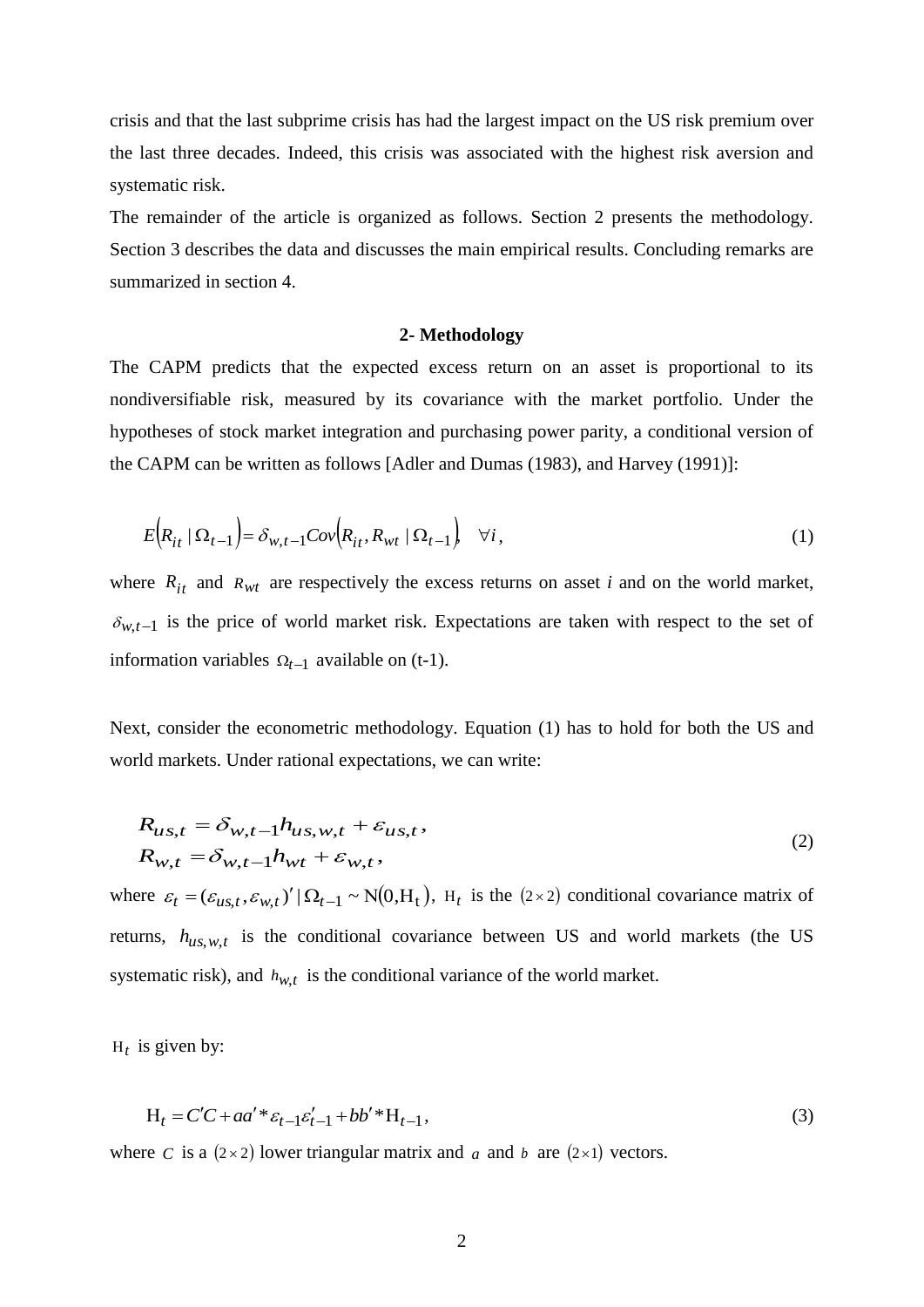crisis and that the last subprime crisis has had the largest impact on the US risk premium over the last three decades. Indeed, this crisis was associated with the highest risk aversion and systematic risk.

The remainder of the article is organized as follows. Section 2 presents the methodology. Section 3 describes the data and discusses the main empirical results. Concluding remarks are summarized in section 4.

## 2- Methodology

The CAPM predicts that the expected excess return on an asset is proportional to its nondiversifiable risk, measured by its covariance with the market portfolio. Under the hypotheses of stock market integration and purchasing power parity, a conditional version of the CAPM can be written as follows [Adler and Dumas (1983), and Harvey (1991)]:

$$E\left(R_{it} \mid \Omega_{t-1}\right) = \delta_{w,t-1} Cov\left(R_{it}, R_{wt} \mid \Omega_{t-1}\right), \quad \forall i, \tag{1}$$

where $R_{it}$ and $R_{wt}$ are respectively the excess returns on asset *i* and on the world market, $\delta_{w,t-1}$ is the price of world market risk. Expectations are taken with respect to the set of information variables $\Omega_{t-1}$ available on (t-1).

Next, consider the econometric methodology. Equation (1) has to hold for both the US and world markets. Under rational expectations, we can write:

$$\begin{aligned} R_{us,t} &= \delta_{w,t-1} h_{us,w,t} + \varepsilon_{us,t}, \\ R_{w,t} &= \delta_{w,t-1} h_{wt} + \varepsilon_{w,t}, \end{aligned} \tag{2}$$

where $\varepsilon_t = (\varepsilon_{us,t}, \varepsilon_{w,t})' \mid \Omega_{t-1} \sim N(0, H_t)$, $H_t$ is the $(2 \times 2)$ conditional covariance matrix of returns, $h_{us,w,t}$ is the conditional covariance between US and world markets (the US systematic risk), and $h_{w,t}$ is the conditional variance of the world market.

$H_t$ is given by:

$$H_t = C'C + aa' * \varepsilon_{t-1}\varepsilon'_{t-1} + bb' * H_{t-1}, \tag{3}$$

where $C$ is a $(2 \times 2)$ lower triangular matrix and $a$ and $b$ are $(2 \times 1)$ vectors.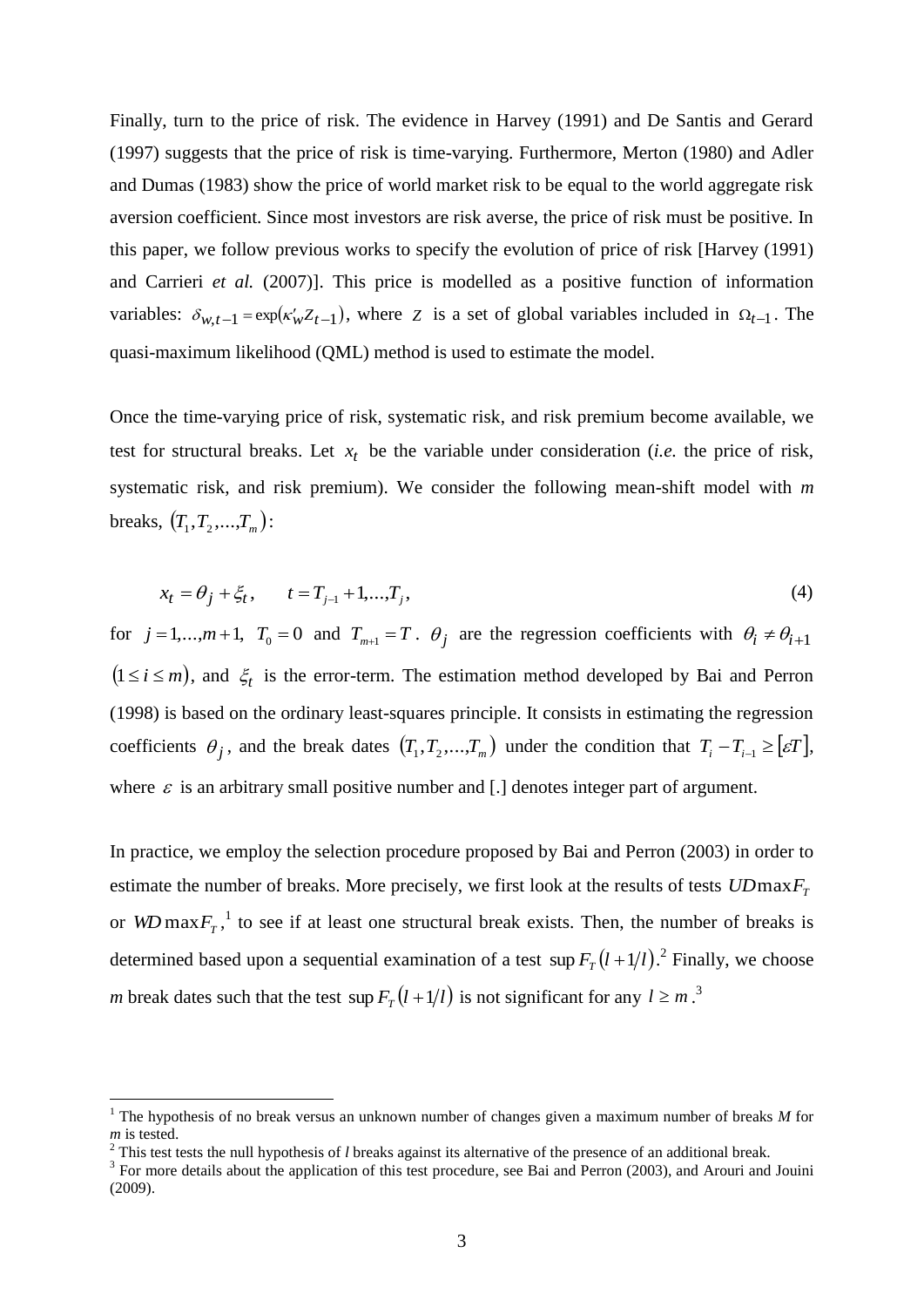Finally, turn to the price of risk. The evidence in Harvey (1991) and De Santis and Gerard (1997) suggests that the price of risk is time-varying. Furthermore, Merton (1980) and Adler and Dumas (1983) show the price of world market risk to be equal to the world aggregate risk aversion coefficient. Since most investors are risk averse, the price of risk must be positive. In this paper, we follow previous works to specify the evolution of price of risk [Harvey (1991) and Carrieri *et al.* (2007)]. This price is modelled as a positive function of information variables: $\delta_{w,t-1} = \exp(\kappa_w' Z_{t-1})$, where $Z$ is a set of global variables included in $\Omega_{t-1}$. The quasi-maximum likelihood (QML) method is used to estimate the model.

Once the time-varying price of risk, systematic risk, and risk premium become available, we test for structural breaks. Let $x_t$ be the variable under consideration (*i.e.* the price of risk, systematic risk, and risk premium). We consider the following mean-shift model with $m$ breaks, $(T_1, T_2, ..., T_m)$:

$$x_t = \theta_j + \xi_t, \qquad t = T_{j-1} + 1, ..., T_j, \tag{4}$$

for $j = 1, ..., m+1$, $T_0 = 0$ and $T_{m+1} = T$. $\theta_j$ are the regression coefficients with $\theta_i \neq \theta_{i+1}$ $(1 \leq i \leq m)$, and $\xi_t$ is the error-term. The estimation method developed by Bai and Perron (1998) is based on the ordinary least-squares principle. It consists in estimating the regression coefficients $\theta_j$, and the break dates $(T_1, T_2, ..., T_m)$ under the condition that $T_i - T_{i-1} \geq [\varepsilon T]$, where $\varepsilon$ is an arbitrary small positive number and [.] denotes integer part of argument.

In practice, we employ the selection procedure proposed by Bai and Perron (2003) in order to estimate the number of breaks. More precisely, we first look at the results of tests $UD\max F_T$ or $WD\max F_T$,[1] to see if at least one structural break exists. Then, the number of breaks is determined based upon a sequential examination of a test $\sup F_T(l+1/l)$.[2] Finally, we choose $m$ break dates such that the test $\sup F_T(l+1/l)$ is not significant for any $l \geq m$.[3]

[1] The hypothesis of no break versus an unknown number of changes given a maximum number of breaks $M$ for $m$ is tested.

[2] This test tests the null hypothesis of $l$ breaks against its alternative of the presence of an additional break.

[3] For more details about the application of this test procedure, see Bai and Perron (2003), and Arouri and Jouini (2009).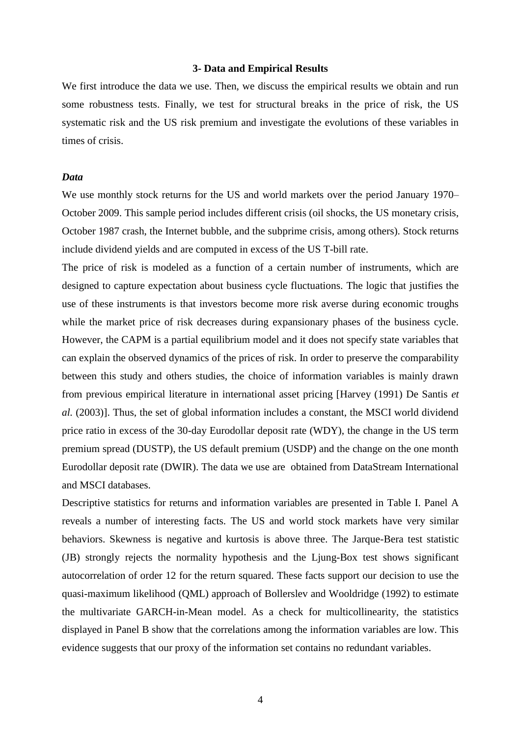### 3- Data and Empirical Results

We first introduce the data we use. Then, we discuss the empirical results we obtain and run some robustness tests. Finally, we test for structural breaks in the price of risk, the US systematic risk and the US risk premium and investigate the evolutions of these variables in times of crisis.

#### *Data*

We use monthly stock returns for the US and world markets over the period January 1970–October 2009. This sample period includes different crisis (oil shocks, the US monetary crisis, October 1987 crash, the Internet bubble, and the subprime crisis, among others). Stock returns include dividend yields and are computed in excess of the US T-bill rate.

The price of risk is modeled as a function of a certain number of instruments, which are designed to capture expectation about business cycle fluctuations. The logic that justifies the use of these instruments is that investors become more risk averse during economic troughs while the market price of risk decreases during expansionary phases of the business cycle. However, the CAPM is a partial equilibrium model and it does not specify state variables that can explain the observed dynamics of the prices of risk. In order to preserve the comparability between this study and others studies, the choice of information variables is mainly drawn from previous empirical literature in international asset pricing [Harvey (1991) De Santis *et al.* (2003)]. Thus, the set of global information includes a constant, the MSCI world dividend price ratio in excess of the 30-day Eurodollar deposit rate (WDY), the change in the US term premium spread (DUSTP), the US default premium (USDP) and the change on the one month Eurodollar deposit rate (DWIR). The data we use are obtained from DataStream International and MSCI databases.

Descriptive statistics for returns and information variables are presented in Table I. Panel A reveals a number of interesting facts. The US and world stock markets have very similar behaviors. Skewness is negative and kurtosis is above three. The Jarque-Bera test statistic (JB) strongly rejects the normality hypothesis and the Ljung-Box test shows significant autocorrelation of order 12 for the return squared. These facts support our decision to use the quasi-maximum likelihood (QML) approach of Bollerslev and Wooldridge (1992) to estimate the multivariate GARCH-in-Mean model. As a check for multicollinearity, the statistics displayed in Panel B show that the correlations among the information variables are low. This evidence suggests that our proxy of the information set contains no redundant variables.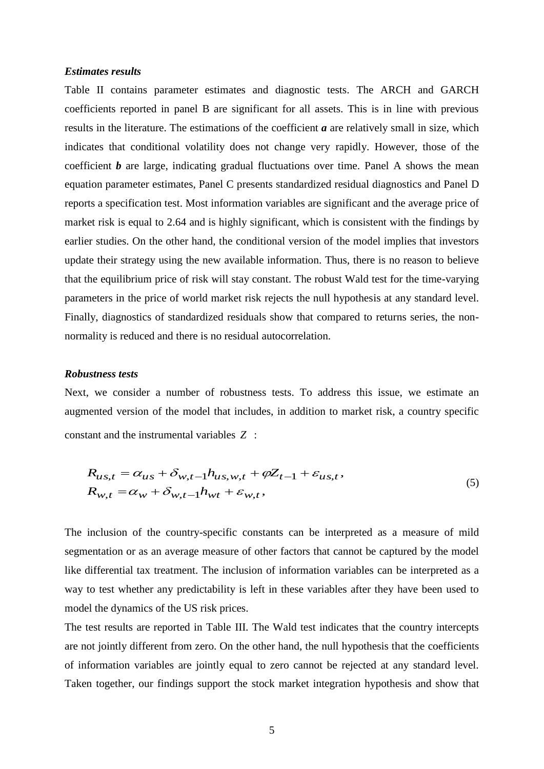***Estimates results***

Table II contains parameter estimates and diagnostic tests. The ARCH and GARCH coefficients reported in panel B are significant for all assets. This is in line with previous results in the literature. The estimations of the coefficient ***a*** are relatively small in size, which indicates that conditional volatility does not change very rapidly. However, those of the coefficient ***b*** are large, indicating gradual fluctuations over time. Panel A shows the mean equation parameter estimates, Panel C presents standardized residual diagnostics and Panel D reports a specification test. Most information variables are significant and the average price of market risk is equal to 2.64 and is highly significant, which is consistent with the findings by earlier studies. On the other hand, the conditional version of the model implies that investors update their strategy using the new available information. Thus, there is no reason to believe that the equilibrium price of risk will stay constant. The robust Wald test for the time-varying parameters in the price of world market risk rejects the null hypothesis at any standard level. Finally, diagnostics of standardized residuals show that compared to returns series, the non-normality is reduced and there is no residual autocorrelation.

***Robustness tests***

Next, we consider a number of robustness tests. To address this issue, we estimate an augmented version of the model that includes, in addition to market risk, a country specific constant and the instrumental variables $Z$ :

$$
\begin{aligned}
R_{us,t} &= \alpha_{us} + \delta_{w,t-1} h_{us,w,t} + \varphi Z_{t-1} + \varepsilon_{us,t}, \\
R_{w,t} &= \alpha_{w} + \delta_{w,t-1} h_{wt} + \varepsilon_{w,t},
\end{aligned}
\tag{5}
$$

The inclusion of the country-specific constants can be interpreted as a measure of mild segmentation or as an average measure of other factors that cannot be captured by the model like differential tax treatment. The inclusion of information variables can be interpreted as a way to test whether any predictability is left in these variables after they have been used to model the dynamics of the US risk prices.

The test results are reported in Table III. The Wald test indicates that the country intercepts are not jointly different from zero. On the other hand, the null hypothesis that the coefficients of information variables are jointly equal to zero cannot be rejected at any standard level. Taken together, our findings support the stock market integration hypothesis and show that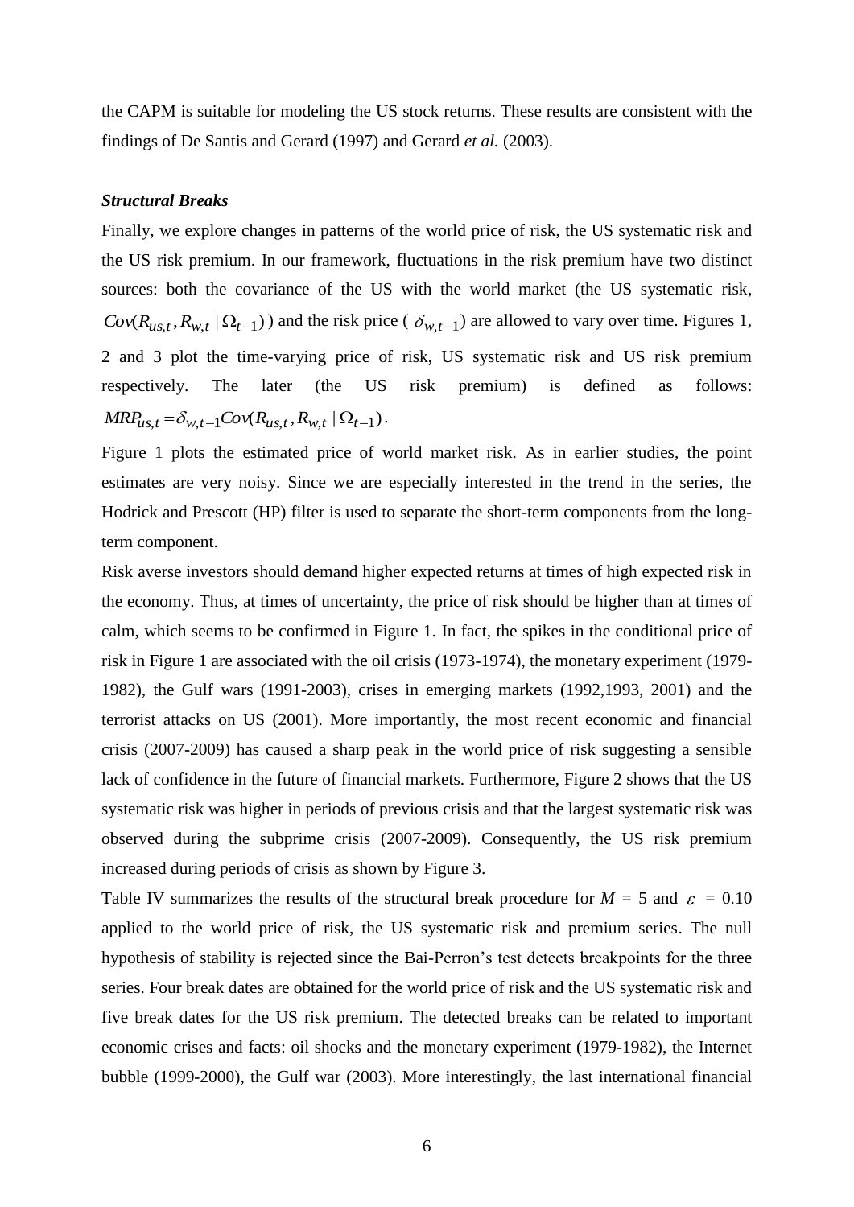the CAPM is suitable for modeling the US stock returns. These results are consistent with the findings of De Santis and Gerard (1997) and Gerard *et al.* (2003).

***Structural Breaks***

Finally, we explore changes in patterns of the world price of risk, the US systematic risk and the US risk premium. In our framework, fluctuations in the risk premium have two distinct sources: both the covariance of the US with the world market (the US systematic risk, $Cov(R_{us,t}, R_{w,t} \mid \Omega_{t-1})$) and the risk price ( $\delta_{w,t-1}$) are allowed to vary over time. Figures 1, 2 and 3 plot the time-varying price of risk, US systematic risk and US risk premium respectively. The later (the US risk premium) is defined as follows: $MRP_{us,t} = \delta_{w,t-1} Cov(R_{us,t}, R_{w,t} \mid \Omega_{t-1})$.

Figure 1 plots the estimated price of world market risk. As in earlier studies, the point estimates are very noisy. Since we are especially interested in the trend in the series, the Hodrick and Prescott (HP) filter is used to separate the short-term components from the long-term component.

Risk averse investors should demand higher expected returns at times of high expected risk in the economy. Thus, at times of uncertainty, the price of risk should be higher than at times of calm, which seems to be confirmed in Figure 1. In fact, the spikes in the conditional price of risk in Figure 1 are associated with the oil crisis (1973-1974), the monetary experiment (1979-1982), the Gulf wars (1991-2003), crises in emerging markets (1992,1993, 2001) and the terrorist attacks on US (2001). More importantly, the most recent economic and financial crisis (2007-2009) has caused a sharp peak in the world price of risk suggesting a sensible lack of confidence in the future of financial markets. Furthermore, Figure 2 shows that the US systematic risk was higher in periods of previous crisis and that the largest systematic risk was observed during the subprime crisis (2007-2009). Consequently, the US risk premium increased during periods of crisis as shown by Figure 3.

Table IV summarizes the results of the structural break procedure for $M$ = 5 and $\varepsilon$ = 0.10 applied to the world price of risk, the US systematic risk and premium series. The null hypothesis of stability is rejected since the Bai-Perron's test detects breakpoints for the three series. Four break dates are obtained for the world price of risk and the US systematic risk and five break dates for the US risk premium. The detected breaks can be related to important economic crises and facts: oil shocks and the monetary experiment (1979-1982), the Internet bubble (1999-2000), the Gulf war (2003). More interestingly, the last international financial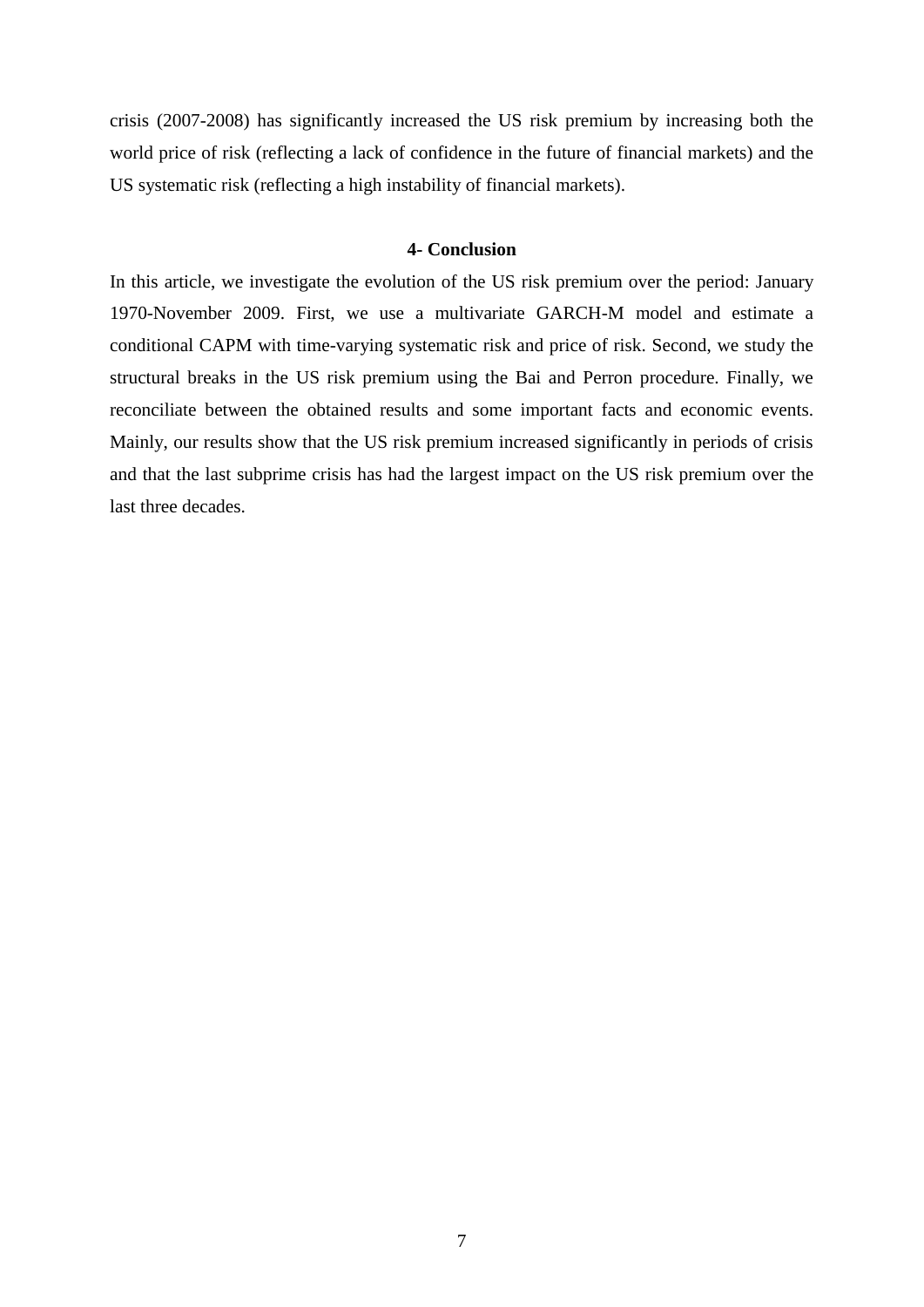crisis (2007-2008) has significantly increased the US risk premium by increasing both the world price of risk (reflecting a lack of confidence in the future of financial markets) and the US systematic risk (reflecting a high instability of financial markets).

## 4- Conclusion

In this article, we investigate the evolution of the US risk premium over the period: January 1970-November 2009. First, we use a multivariate GARCH-M model and estimate a conditional CAPM with time-varying systematic risk and price of risk. Second, we study the structural breaks in the US risk premium using the Bai and Perron procedure. Finally, we reconciliate between the obtained results and some important facts and economic events. Mainly, our results show that the US risk premium increased significantly in periods of crisis and that the last subprime crisis has had the largest impact on the US risk premium over the last three decades.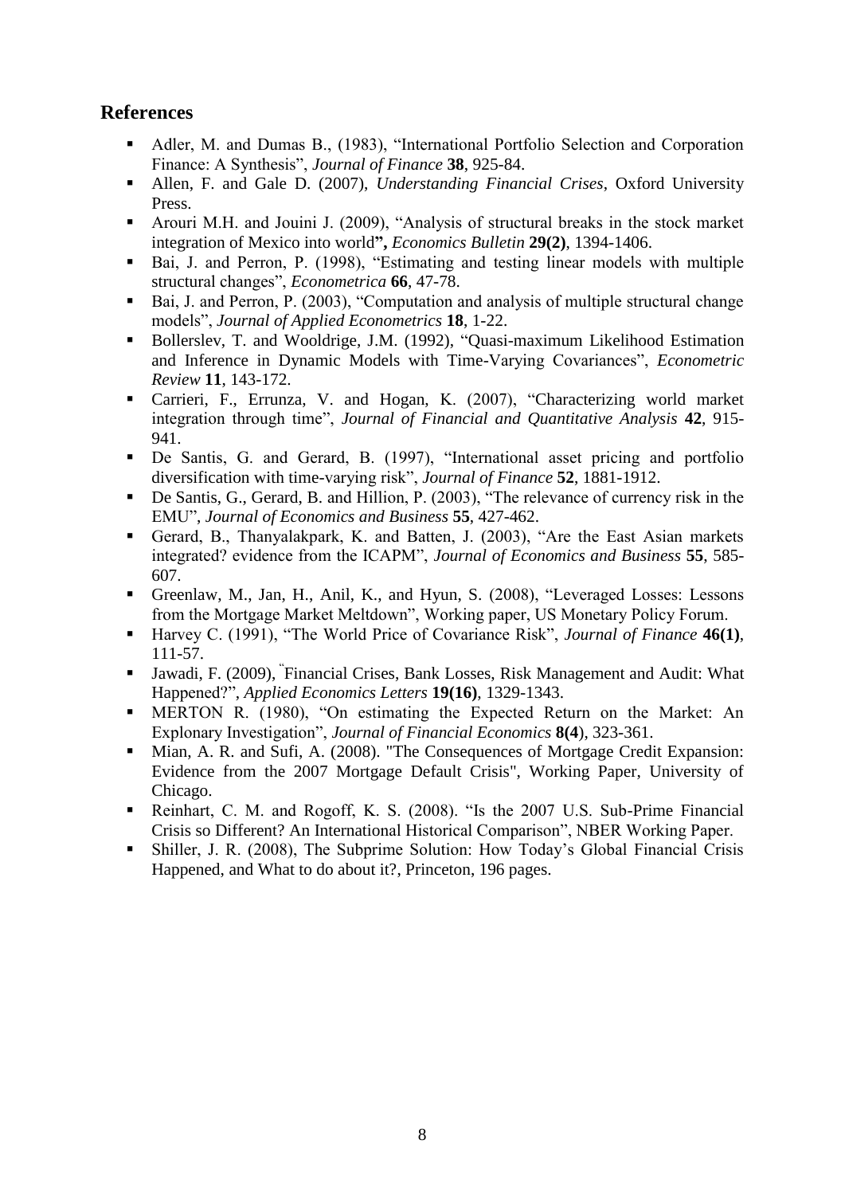## References

- Adler, M. and Dumas B., (1983), "International Portfolio Selection and Corporation Finance: A Synthesis", *Journal of Finance* **38**, 925-84.
- Allen, F. and Gale D. (2007), *Understanding Financial Crises*, Oxford University Press.
- Arouri M.H. and Jouini J. (2009), "Analysis of structural breaks in the stock market integration of Mexico into world**",** *Economics Bulletin* **29(2)**, 1394-1406.
- Bai, J. and Perron, P. (1998), "Estimating and testing linear models with multiple structural changes", *Econometrica* **66**, 47-78.
- Bai, J. and Perron, P. (2003), "Computation and analysis of multiple structural change models", *Journal of Applied Econometrics* **18**, 1-22.
- Bollerslev, T. and Wooldrige, J.M. (1992), "Quasi-maximum Likelihood Estimation and Inference in Dynamic Models with Time-Varying Covariances", *Econometric Review* **11**, 143-172.
- Carrieri, F., Errunza, V. and Hogan, K. (2007), "Characterizing world market integration through time", *Journal of Financial and Quantitative Analysis* **42**, 915-941.
- De Santis, G. and Gerard, B. (1997), "International asset pricing and portfolio diversification with time-varying risk", *Journal of Finance* **52**, 1881-1912.
- De Santis, G., Gerard, B. and Hillion, P. (2003), "The relevance of currency risk in the EMU", *Journal of Economics and Business* **55**, 427-462.
- Gerard, B., Thanyalakpark, K. and Batten, J. (2003), "Are the East Asian markets integrated? evidence from the ICAPM", *Journal of Economics and Business* **55**, 585-607.
- Greenlaw, M., Jan, H., Anil, K., and Hyun, S. (2008), "Leveraged Losses: Lessons from the Mortgage Market Meltdown", Working paper, US Monetary Policy Forum.
- Harvey C. (1991), "The World Price of Covariance Risk", *Journal of Finance* **46(1)**, 111-57.
- Jawadi, F. (2009), "Financial Crises, Bank Losses, Risk Management and Audit: What Happened?", *Applied Economics Letters* **19(16)**, 1329-1343.
- MERTON R. (1980), "On estimating the Expected Return on the Market: An Explonary Investigation", *Journal of Financial Economics* **8(4**), 323-361.
- Mian, A. R. and Sufi, A. (2008). "The Consequences of Mortgage Credit Expansion: Evidence from the 2007 Mortgage Default Crisis", Working Paper, University of Chicago.
- Reinhart, C. M. and Rogoff, K. S. (2008). "Is the 2007 U.S. Sub-Prime Financial Crisis so Different? An International Historical Comparison", NBER Working Paper.
- Shiller, J. R. (2008), The Subprime Solution: How Today's Global Financial Crisis Happened, and What to do about it?, Princeton, 196 pages.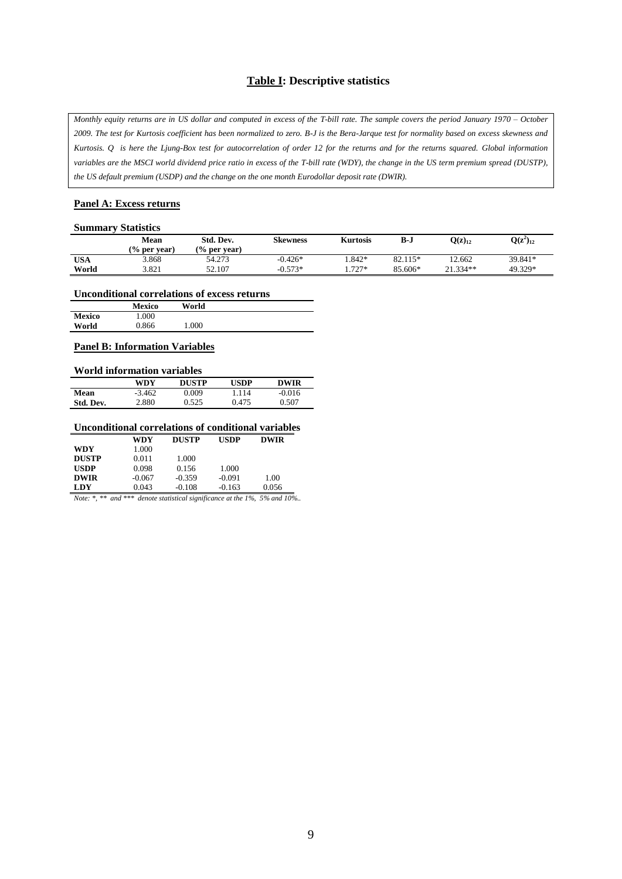## Table I: Descriptive statistics

*Monthly equity returns are in US dollar and computed in excess of the T-bill rate. The sample covers the period January 1970 – October 2009. The test for Kurtosis coefficient has been normalized to zero. B-J is the Bera-Jarque test for normality based on excess skewness and Kurtosis. Q is here the Ljung-Box test for autocorrelation of order 12 for the returns and for the returns squared. Global information variables are the MSCI world dividend price ratio in excess of the T-bill rate (WDY), the change in the US term premium spread (DUSTP), the US default premium (USDP) and the change on the one month Eurodollar deposit rate (DWIR).*

### Panel A: Excess returns

**Summary Statistics**

| | Mean (% per year) | Std. Dev. (% per year) | Skewness | Kurtosis | B-J | $Q(z)_{12}$ | $Q(z^2)_{12}$ |
|---|---|---|---|---|---|---|---|
| **USA** | 3.868 | 54.273 | -0.426* | 1.842* | 82.115* | 12.662 | 39.841* |
| **World** | 3.821 | 52.107 | -0.573* | 1.727* | 85.606* | 21.334** | 49.329* |

**Unconditional correlations of excess returns**

| | Mexico | World |
|---|---|---|
| **Mexico** | 1.000 | |
| **World** | 0.866 | 1.000 |

### Panel B: Information Variables

**World information variables**

| | WDY | DUSTP | USDP | DWIR |
|---|---|---|---|---|
| **Mean** | -3.462 | 0.009 | 1.114 | -0.016 |
| **Std. Dev.** | 2.880 | 0.525 | 0.475 | 0.507 |

**Unconditional correlations of conditional variables**

| | WDY | DUSTP | USDP | DWIR |
|---|---|---|---|---|
| **WDY** | 1.000 | | | |
| **DUSTP** | 0.011 | 1.000 | | |
| **USDP** | 0.098 | 0.156 | 1.000 | |
| **DWIR** | -0.067 | -0.359 | -0.091 | 1.00 |
| **LDY** | 0.043 | -0.108 | -0.163 | 0.056 |

*Note: *, ** and *** denote statistical significance at the 1%, 5% and 10%..*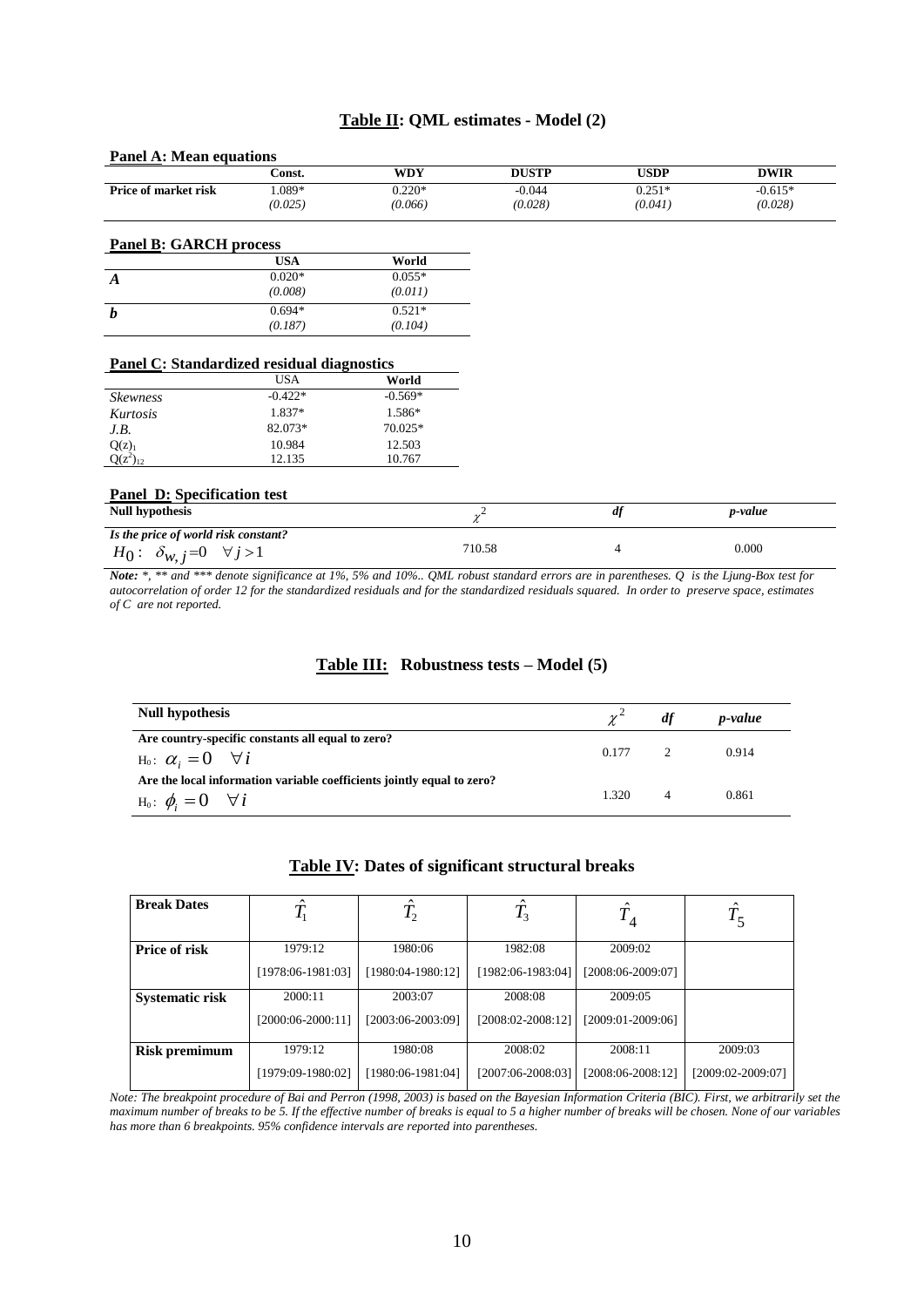## **Table II**: QML estimates - Model (2)

**Panel A: Mean equations**

| | Const. | WDY | DUSTP | USDP | DWIR |
|---|---|---|---|---|---|
| **Price of market risk** | 1.089* | 0.220* | -0.044 | 0.251* | -0.615* |
| | *(0.025)* | *(0.066)* | *(0.028)* | *(0.041)* | *(0.028)* |

**Panel B: GARCH process**

| | USA | World |
|---|---|---|
| ***A*** | 0.020* | 0.055* |
| | *(0.008)* | *(0.011)* |
| ***b*** | 0.694* | 0.521* |
| | *(0.187)* | *(0.104)* |

**Panel C: Standardized residual diagnostics**

| | USA | World |
|---|---|---|
| *Skewness* | -0.422* | -0.569* |
| *Kurtosis* | 1.837* | 1.586* |
| *J.B.* | 82.073* | 70.025* |
| $Q(z)_1$ | 10.984 | 12.503 |
| $Q(z^2)_{12}$ | 12.135 | 10.767 |

**Panel D: Specification test**

| Null hypothesis | $\chi^2$ | *df* | *p-value* |
|---|---|---|---|
| *Is the price of world risk constant?* $H_0: \ \delta_{w,j}=0 \quad \forall j>1$ | 710.58 | 4 | 0.000 |

*Note: *, ** and *** denote significance at 1%, 5% and 10%.. QML robust standard errors are in parentheses. Q is the Ljung-Box test for autocorrelation of order 12 for the standardized residuals and for the standardized residuals squared. In order to preserve space, estimates of C are not reported.*

## **Table III**: Robustness tests – Model (5)

| Null hypothesis | $\chi^2$ | *df* | *p-value* |
|---|---|---|---|
| **Are country-specific constants all equal to zero?** $H_0: \ \alpha_i = 0 \quad \forall i$ | 0.177 | 2 | 0.914 |
| **Are the local information variable coefficients jointly equal to zero?** $H_0: \ \phi_i = 0 \quad \forall i$ | 1.320 | 4 | 0.861 |

## **Table IV**: Dates of significant structural breaks

| Break Dates | $\hat{T}_1$ | $\hat{T}_2$ | $\hat{T}_3$ | $\hat{T}_4$ | $\hat{T}_5$ |
|---|---|---|---|---|---|
| **Price of risk** | 1979:12 | 1980:06 | 1982:08 | 2009:02 | |
| | [1978:06-1981:03] | [1980:04-1980:12] | [1982:06-1983:04] | [2008:06-2009:07] | |
| **Systematic risk** | 2000:11 | 2003:07 | 2008:08 | 2009:05 | |
| | [2000:06-2000:11] | [2003:06-2003:09] | [2008:02-2008:12] | [2009:01-2009:06] | |
| **Risk premimum** | 1979:12 | 1980:08 | 2008:02 | 2008:11 | 2009:03 |
| | [1979:09-1980:02] | [1980:06-1981:04] | [2007:06-2008:03] | [2008:06-2008:12] | [2009:02-2009:07] |

*Note: The breakpoint procedure of Bai and Perron (1998, 2003) is based on the Bayesian Information Criteria (BIC). First, we arbitrarily set the maximum number of breaks to be 5. If the effective number of breaks is equal to 5 a higher number of breaks will be chosen. None of our variables has more than 6 breakpoints. 95% confidence intervals are reported into parentheses.*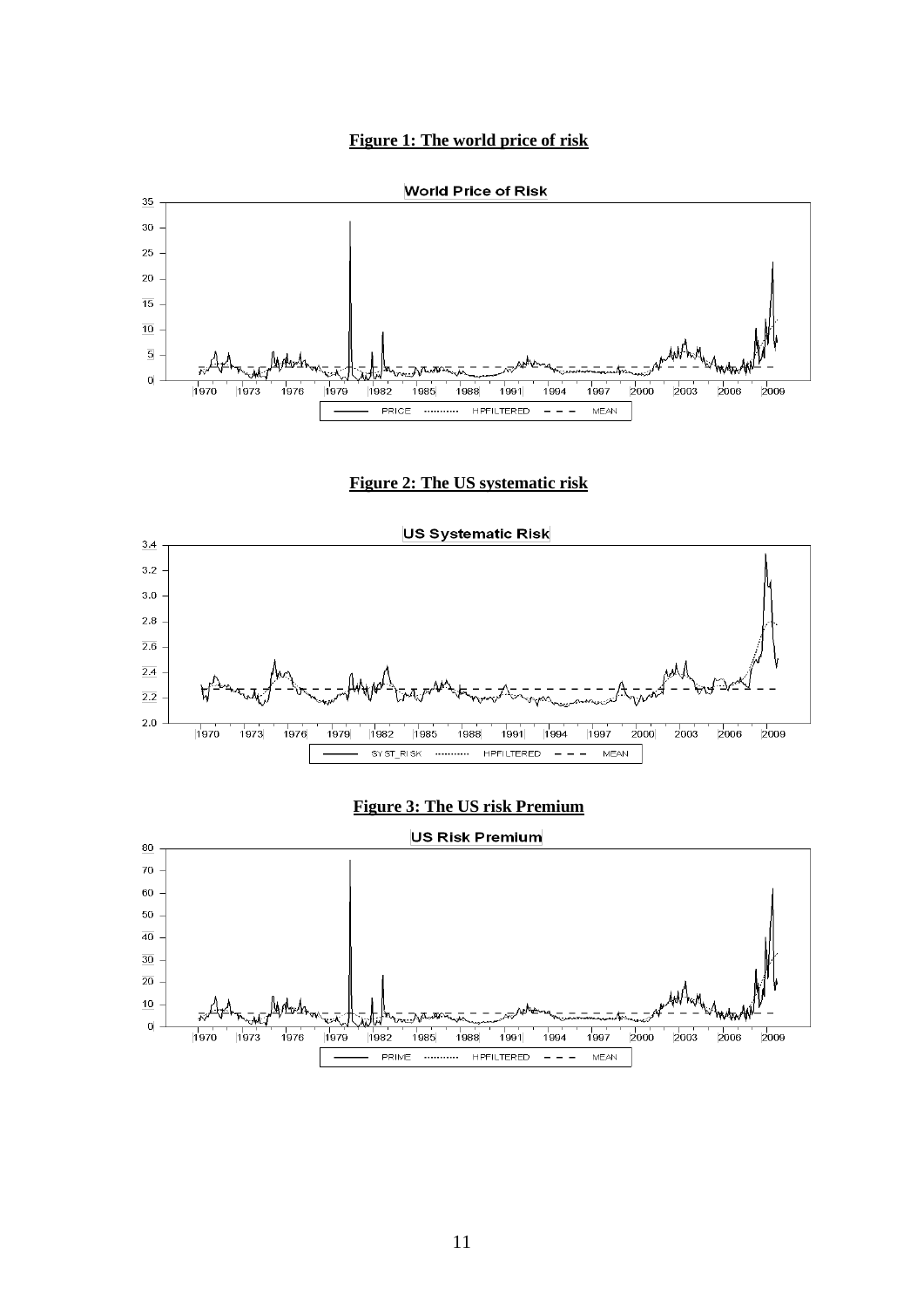**Figure 1: The world price of risk**

World Price of Risk

35
30
25
20
15
10
5
0

1970 1973 1976 1979 1982 1985 1988 1991 1994 1997 2000 2003 2006 2009

PRICE HPFILTERED MEAN

**Figure 2: The US systematic risk**

US Systematic Risk

3.4
3.2
3.0
2.8
2.6
2.4
2.2
2.0

1970 1973 1976 1979 1982 1985 1988 1991 1994 1997 2000 2003 2006 2009

SYST_RISK HPFILTERED MEAN

**Figure 3: The US risk Premium**

US Risk Premium

80
70
60
50
40
30
20
10
0

1970 1973 1976 1979 1982 1985 1988 1991 1994 1997 2000 2003 2006 2009

PRIME HPFILTERED MEAN